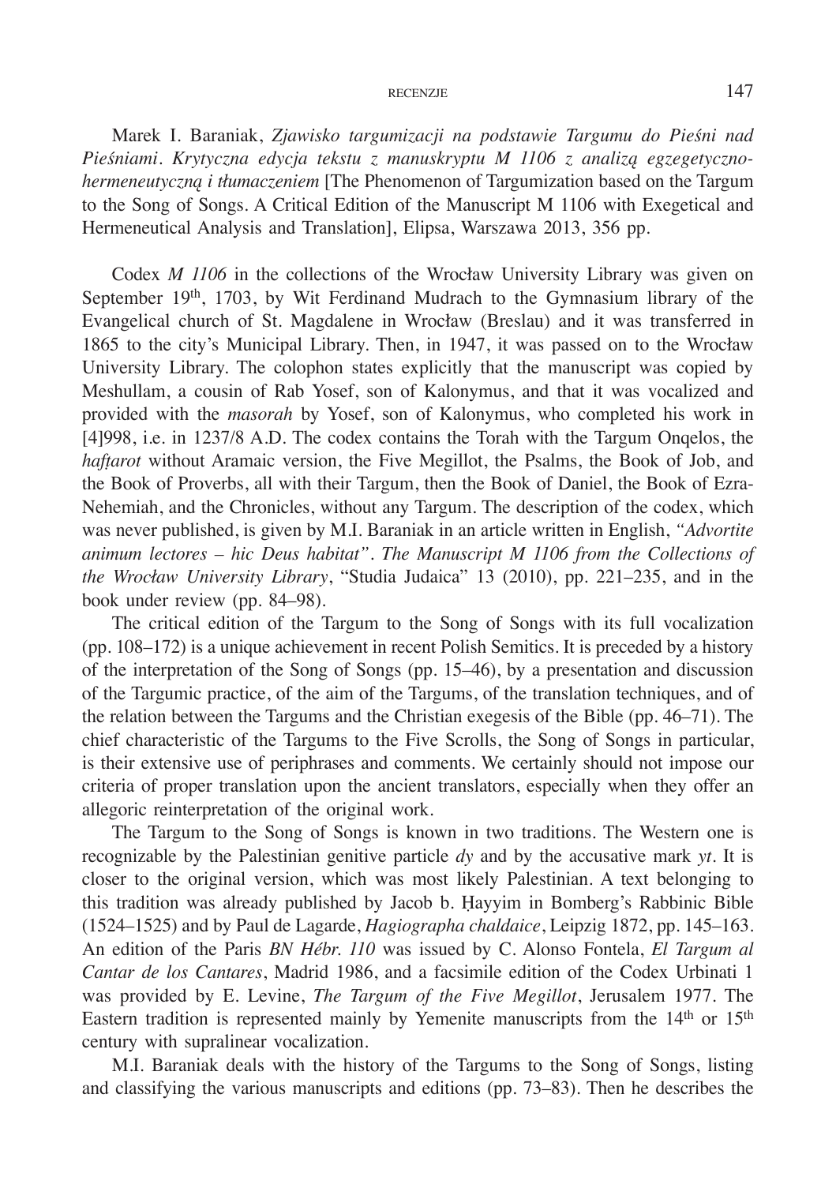Marek I. Baraniak, *Zjawisko targumizacji na podstawie Targumu do Pieśni nad Pieśniami. Krytyczna edycja tekstu z manuskryptu M 1106 z analizą egzegetyczno-hermeneutyczną i tłumaczeniem* [The Phenomenon of Targumization based on the Targum to the Song of Songs. A Critical Edition of the Manuscript M 1106 with Exegetical and Hermeneutical Analysis and Translation], Elipsa, Warszawa 2013, 356 pp.

Codex *M 1106* in the collections of the Wrocław University Library was given on September 19th, 1703, by Wit Ferdinand Mudrach to the Gymnasium library of the Evangelical church of St. Magdalene in Wrocław (Breslau) and it was transferred in 1865 to the city's Municipal Library. Then, in 1947, it was passed on to the Wrocław University Library. The colophon states explicitly that the manuscript was copied by Meshullam, a cousin of Rab Yosef, son of Kalonymus, and that it was vocalized and provided with the *masorah* by Yosef, son of Kalonymus, who completed his work in [4]998, i.e. in 1237/8 A.D. The codex contains the Torah with the Targum Onqelos, the *hafṭarot* without Aramaic version, the Five Megillot, the Psalms, the Book of Job, and the Book of Proverbs, all with their Targum, then the Book of Daniel, the Book of Ezra-Nehemiah, and the Chronicles, without any Targum. The description of the codex, which was never published, is given by M.I. Baraniak in an article written in English, *"Advortite animum lectores – hic Deus habitat". The Manuscript M 1106 from the Collections of the Wrocław University Library*, "Studia Judaica" 13 (2010), pp. 221–235, and in the book under review (pp. 84–98).

The critical edition of the Targum to the Song of Songs with its full vocalization (pp. 108–172) is a unique achievement in recent Polish Semitics. It is preceded by a history of the interpretation of the Song of Songs (pp. 15–46), by a presentation and discussion of the Targumic practice, of the aim of the Targums, of the translation techniques, and of the relation between the Targums and the Christian exegesis of the Bible (pp. 46–71). The chief characteristic of the Targums to the Five Scrolls, the Song of Songs in particular, is their extensive use of periphrases and comments. We certainly should not impose our criteria of proper translation upon the ancient translators, especially when they offer an allegoric reinterpretation of the original work.

The Targum to the Song of Songs is known in two traditions. The Western one is recognizable by the Palestinian genitive particle *dy* and by the accusative mark *yt*. It is closer to the original version, which was most likely Palestinian. A text belonging to this tradition was already published by Jacob b. Ḥayyim in Bomberg's Rabbinic Bible (1524–1525) and by Paul de Lagarde, *Hagiographa chaldaice*, Leipzig 1872, pp. 145–163. An edition of the Paris *BN Hébr. 110* was issued by C. Alonso Fontela, *El Targum al Cantar de los Cantares*, Madrid 1986, and a facsimile edition of the Codex Urbinati 1 was provided by E. Levine, *The Targum of the Five Megillot*, Jerusalem 1977. The Eastern tradition is represented mainly by Yemenite manuscripts from the 14th or 15th century with supralinear vocalization.

M.I. Baraniak deals with the history of the Targums to the Song of Songs, listing and classifying the various manuscripts and editions (pp. 73–83). Then he describes the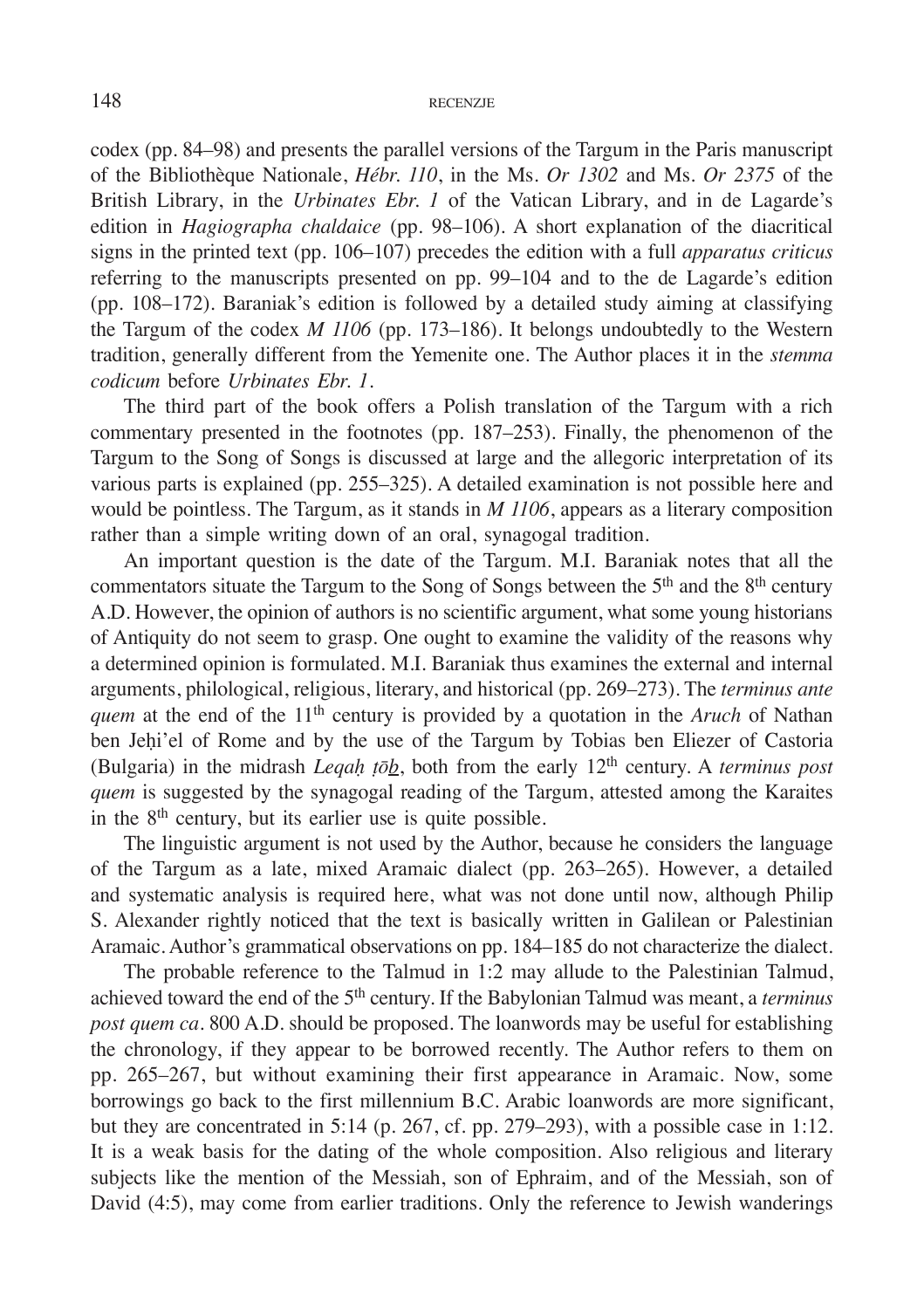codex (pp. 84–98) and presents the parallel versions of the Targum in the Paris manuscript of the Bibliothèque Nationale, *Hébr. 110*, in the Ms. *Or 1302* and Ms. *Or 2375* of the British Library, in the *Urbinates Ebr. 1* of the Vatican Library, and in de Lagarde's edition in *Hagiographa chaldaice* (pp. 98–106). A short explanation of the diacritical signs in the printed text (pp. 106–107) precedes the edition with a full *apparatus criticus* referring to the manuscripts presented on pp. 99–104 and to the de Lagarde's edition (pp. 108–172). Baraniak's edition is followed by a detailed study aiming at classifying the Targum of the codex *M 1106* (pp. 173–186). It belongs undoubtedly to the Western tradition, generally different from the Yemenite one. The Author places it in the *stemma codicum* before *Urbinates Ebr. 1*.

The third part of the book offers a Polish translation of the Targum with a rich commentary presented in the footnotes (pp. 187–253). Finally, the phenomenon of the Targum to the Song of Songs is discussed at large and the allegoric interpretation of its various parts is explained (pp. 255–325). A detailed examination is not possible here and would be pointless. The Targum, as it stands in *M 1106*, appears as a literary composition rather than a simple writing down of an oral, synagogal tradition.

An important question is the date of the Targum. M.I. Baraniak notes that all the commentators situate the Targum to the Song of Songs between the 5th and the 8th century A.D. However, the opinion of authors is no scientific argument, what some young historians of Antiquity do not seem to grasp. One ought to examine the validity of the reasons why a determined opinion is formulated. M.I. Baraniak thus examines the external and internal arguments, philological, religious, literary, and historical (pp. 269–273). The *terminus ante quem* at the end of the 11th century is provided by a quotation in the *Aruch* of Nathan ben Jeḥi'el of Rome and by the use of the Targum by Tobias ben Eliezer of Castoria (Bulgaria) in the midrash *Leqaḥ ṭōḇ*, both from the early 12th century. A *terminus post quem* is suggested by the synagogal reading of the Targum, attested among the Karaites in the 8th century, but its earlier use is quite possible.

The linguistic argument is not used by the Author, because he considers the language of the Targum as a late, mixed Aramaic dialect (pp. 263–265). However, a detailed and systematic analysis is required here, what was not done until now, although Philip S. Alexander rightly noticed that the text is basically written in Galilean or Palestinian Aramaic. Author's grammatical observations on pp. 184–185 do not characterize the dialect.

The probable reference to the Talmud in 1:2 may allude to the Palestinian Talmud, achieved toward the end of the 5th century. If the Babylonian Talmud was meant, a *terminus post quem ca*. 800 A.D. should be proposed. The loanwords may be useful for establishing the chronology, if they appear to be borrowed recently. The Author refers to them on pp. 265–267, but without examining their first appearance in Aramaic. Now, some borrowings go back to the first millennium B.C. Arabic loanwords are more significant, but they are concentrated in 5:14 (p. 267, cf. pp. 279–293), with a possible case in 1:12. It is a weak basis for the dating of the whole composition. Also religious and literary subjects like the mention of the Messiah, son of Ephraim, and of the Messiah, son of David (4:5), may come from earlier traditions. Only the reference to Jewish wanderings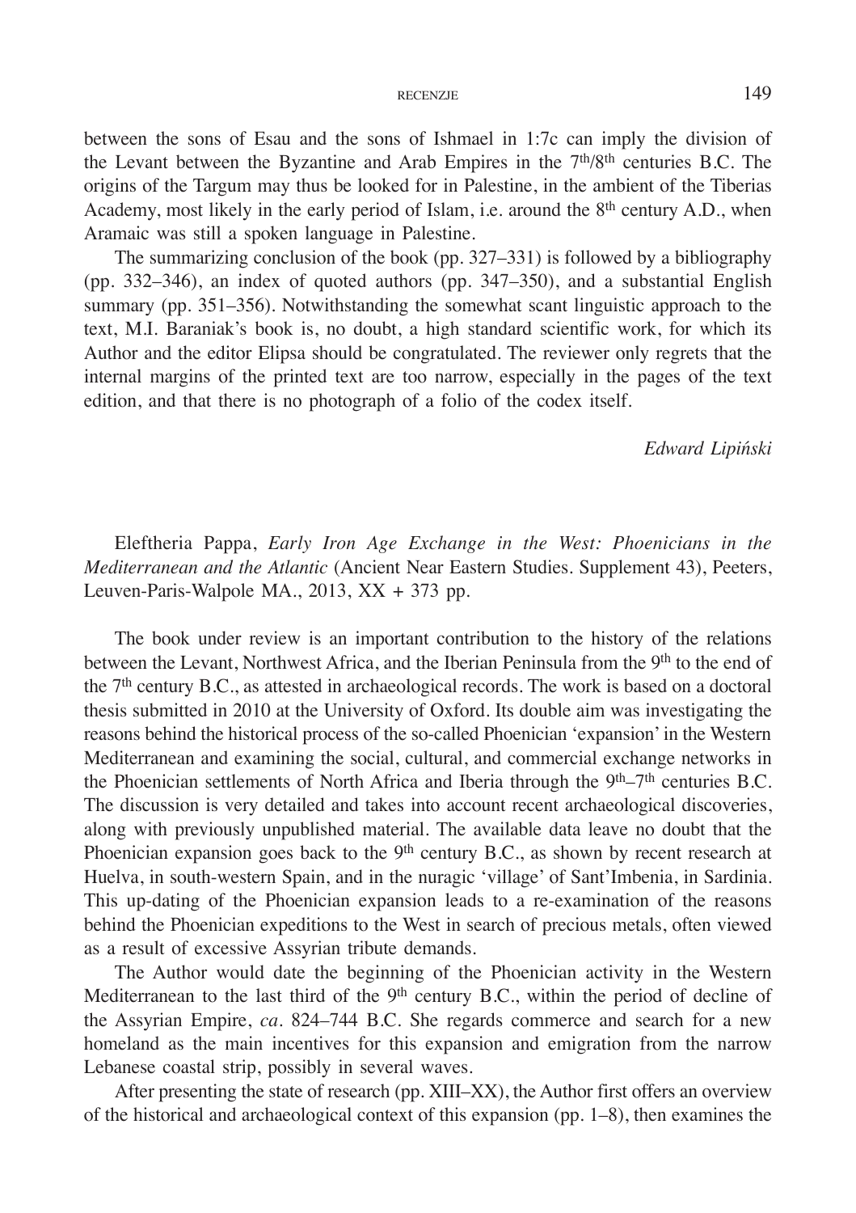between the sons of Esau and the sons of Ishmael in 1:7c can imply the division of the Levant between the Byzantine and Arab Empires in the 7th/8th centuries B.C. The origins of the Targum may thus be looked for in Palestine, in the ambient of the Tiberias Academy, most likely in the early period of Islam, i.e. around the 8th century A.D., when Aramaic was still a spoken language in Palestine.

The summarizing conclusion of the book (pp. 327–331) is followed by a bibliography (pp. 332–346), an index of quoted authors (pp. 347–350), and a substantial English summary (pp. 351–356). Notwithstanding the somewhat scant linguistic approach to the text, M.I. Baraniak's book is, no doubt, a high standard scientific work, for which its Author and the editor Elipsa should be congratulated. The reviewer only regrets that the internal margins of the printed text are too narrow, especially in the pages of the text edition, and that there is no photograph of a folio of the codex itself.

*Edward Lipiński*

Eleftheria Pappa, *Early Iron Age Exchange in the West: Phoenicians in the Mediterranean and the Atlantic* (Ancient Near Eastern Studies. Supplement 43), Peeters, Leuven-Paris-Walpole MA., 2013, XX + 373 pp.

The book under review is an important contribution to the history of the relations between the Levant, Northwest Africa, and the Iberian Peninsula from the 9th to the end of the 7th century B.C., as attested in archaeological records. The work is based on a doctoral thesis submitted in 2010 at the University of Oxford. Its double aim was investigating the reasons behind the historical process of the so-called Phoenician 'expansion' in the Western Mediterranean and examining the social, cultural, and commercial exchange networks in the Phoenician settlements of North Africa and Iberia through the 9th–7th centuries B.C. The discussion is very detailed and takes into account recent archaeological discoveries, along with previously unpublished material. The available data leave no doubt that the Phoenician expansion goes back to the 9th century B.C., as shown by recent research at Huelva, in south-western Spain, and in the nuragic 'village' of Sant'Imbenia, in Sardinia. This up-dating of the Phoenician expansion leads to a re-examination of the reasons behind the Phoenician expeditions to the West in search of precious metals, often viewed as a result of excessive Assyrian tribute demands.

The Author would date the beginning of the Phoenician activity in the Western Mediterranean to the last third of the 9th century B.C., within the period of decline of the Assyrian Empire, *ca*. 824–744 B.C. She regards commerce and search for a new homeland as the main incentives for this expansion and emigration from the narrow Lebanese coastal strip, possibly in several waves.

After presenting the state of research (pp. XIII–XX), the Author first offers an overview of the historical and archaeological context of this expansion (pp. 1–8), then examines the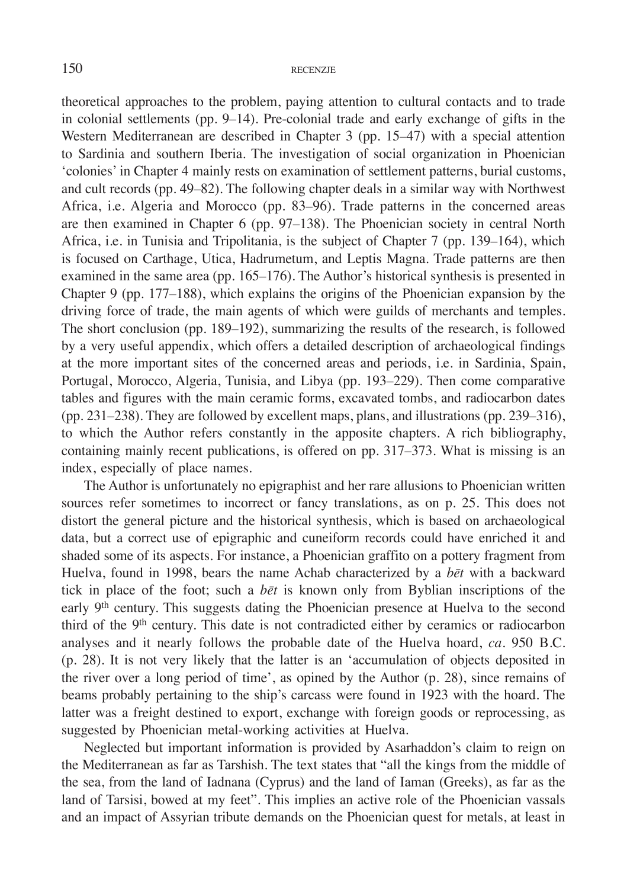theoretical approaches to the problem, paying attention to cultural contacts and to trade in colonial settlements (pp. 9–14). Pre-colonial trade and early exchange of gifts in the Western Mediterranean are described in Chapter 3 (pp. 15–47) with a special attention to Sardinia and southern Iberia. The investigation of social organization in Phoenician 'colonies' in Chapter 4 mainly rests on examination of settlement patterns, burial customs, and cult records (pp. 49–82). The following chapter deals in a similar way with Northwest Africa, i.e. Algeria and Morocco (pp. 83–96). Trade patterns in the concerned areas are then examined in Chapter 6 (pp. 97–138). The Phoenician society in central North Africa, i.e. in Tunisia and Tripolitania, is the subject of Chapter 7 (pp. 139–164), which is focused on Carthage, Utica, Hadrumetum, and Leptis Magna. Trade patterns are then examined in the same area (pp. 165–176). The Author's historical synthesis is presented in Chapter 9 (pp. 177–188), which explains the origins of the Phoenician expansion by the driving force of trade, the main agents of which were guilds of merchants and temples. The short conclusion (pp. 189–192), summarizing the results of the research, is followed by a very useful appendix, which offers a detailed description of archaeological findings at the more important sites of the concerned areas and periods, i.e. in Sardinia, Spain, Portugal, Morocco, Algeria, Tunisia, and Libya (pp. 193–229). Then come comparative tables and figures with the main ceramic forms, excavated tombs, and radiocarbon dates (pp. 231–238). They are followed by excellent maps, plans, and illustrations (pp. 239–316), to which the Author refers constantly in the apposite chapters. A rich bibliography, containing mainly recent publications, is offered on pp. 317–373. What is missing is an index, especially of place names.

The Author is unfortunately no epigraphist and her rare allusions to Phoenician written sources refer sometimes to incorrect or fancy translations, as on p. 25. This does not distort the general picture and the historical synthesis, which is based on archaeological data, but a correct use of epigraphic and cuneiform records could have enriched it and shaded some of its aspects. For instance, a Phoenician graffito on a pottery fragment from Huelva, found in 1998, bears the name Achab characterized by a *bēt* with a backward tick in place of the foot; such a *bēt* is known only from Byblian inscriptions of the early 9th century. This suggests dating the Phoenician presence at Huelva to the second third of the 9th century. This date is not contradicted either by ceramics or radiocarbon analyses and it nearly follows the probable date of the Huelva hoard, *ca*. 950 B.C. (p. 28). It is not very likely that the latter is an 'accumulation of objects deposited in the river over a long period of time', as opined by the Author (p. 28), since remains of beams probably pertaining to the ship's carcass were found in 1923 with the hoard. The latter was a freight destined to export, exchange with foreign goods or reprocessing, as suggested by Phoenician metal-working activities at Huelva.

Neglected but important information is provided by Asarhaddon's claim to reign on the Mediterranean as far as Tarshish. The text states that "all the kings from the middle of the sea, from the land of Iadnana (Cyprus) and the land of Iaman (Greeks), as far as the land of Tarsisi, bowed at my feet". This implies an active role of the Phoenician vassals and an impact of Assyrian tribute demands on the Phoenician quest for metals, at least in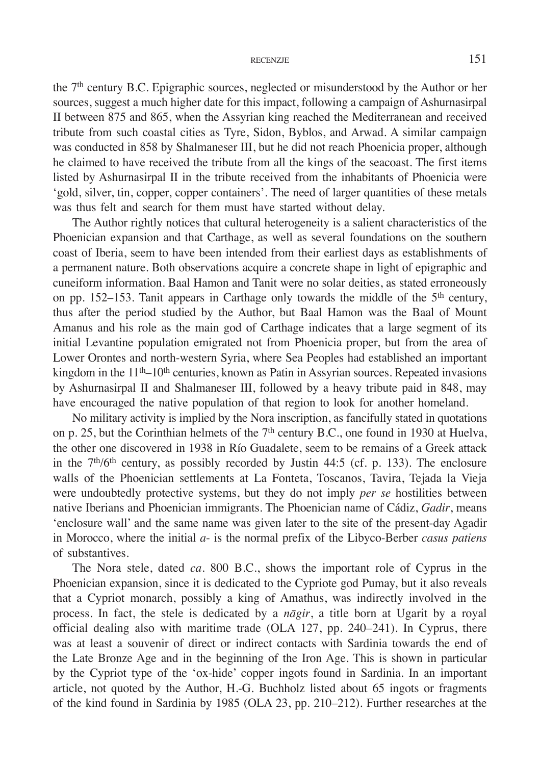the 7th century B.C. Epigraphic sources, neglected or misunderstood by the Author or her sources, suggest a much higher date for this impact, following a campaign of Ashurnasirpal II between 875 and 865, when the Assyrian king reached the Mediterranean and received tribute from such coastal cities as Tyre, Sidon, Byblos, and Arwad. A similar campaign was conducted in 858 by Shalmaneser III, but he did not reach Phoenicia proper, although he claimed to have received the tribute from all the kings of the seacoast. The first items listed by Ashurnasirpal II in the tribute received from the inhabitants of Phoenicia were 'gold, silver, tin, copper, copper containers'. The need of larger quantities of these metals was thus felt and search for them must have started without delay.

The Author rightly notices that cultural heterogeneity is a salient characteristics of the Phoenician expansion and that Carthage, as well as several foundations on the southern coast of Iberia, seem to have been intended from their earliest days as establishments of a permanent nature. Both observations acquire a concrete shape in light of epigraphic and cuneiform information. Baal Hamon and Tanit were no solar deities, as stated erroneously on pp. 152–153. Tanit appears in Carthage only towards the middle of the 5th century, thus after the period studied by the Author, but Baal Hamon was the Baal of Mount Amanus and his role as the main god of Carthage indicates that a large segment of its initial Levantine population emigrated not from Phoenicia proper, but from the area of Lower Orontes and north-western Syria, where Sea Peoples had established an important kingdom in the 11th–10th centuries, known as Patin in Assyrian sources. Repeated invasions by Ashurnasirpal II and Shalmaneser III, followed by a heavy tribute paid in 848, may have encouraged the native population of that region to look for another homeland.

No military activity is implied by the Nora inscription, as fancifully stated in quotations on p. 25, but the Corinthian helmets of the 7th century B.C., one found in 1930 at Huelva, the other one discovered in 1938 in Río Guadalete, seem to be remains of a Greek attack in the 7th/6th century, as possibly recorded by Justin 44:5 (cf. p. 133). The enclosure walls of the Phoenician settlements at La Fonteta, Toscanos, Tavira, Tejada la Vieja were undoubtedly protective systems, but they do not imply *per se* hostilities between native Iberians and Phoenician immigrants. The Phoenician name of Cádiz, *Gadir*, means 'enclosure wall' and the same name was given later to the site of the present-day Agadir in Morocco, where the initial *a-* is the normal prefix of the Libyco-Berber *casus patiens* of substantives.

The Nora stele, dated *ca*. 800 B.C., shows the important role of Cyprus in the Phoenician expansion, since it is dedicated to the Cypriote god Pumay, but it also reveals that a Cypriot monarch, possibly a king of Amathus, was indirectly involved in the process. In fact, the stele is dedicated by a *nāgir*, a title born at Ugarit by a royal official dealing also with maritime trade (OLA 127, pp. 240–241). In Cyprus, there was at least a souvenir of direct or indirect contacts with Sardinia towards the end of the Late Bronze Age and in the beginning of the Iron Age. This is shown in particular by the Cypriot type of the 'ox-hide' copper ingots found in Sardinia. In an important article, not quoted by the Author, H.-G. Buchholz listed about 65 ingots or fragments of the kind found in Sardinia by 1985 (OLA 23, pp. 210–212). Further researches at the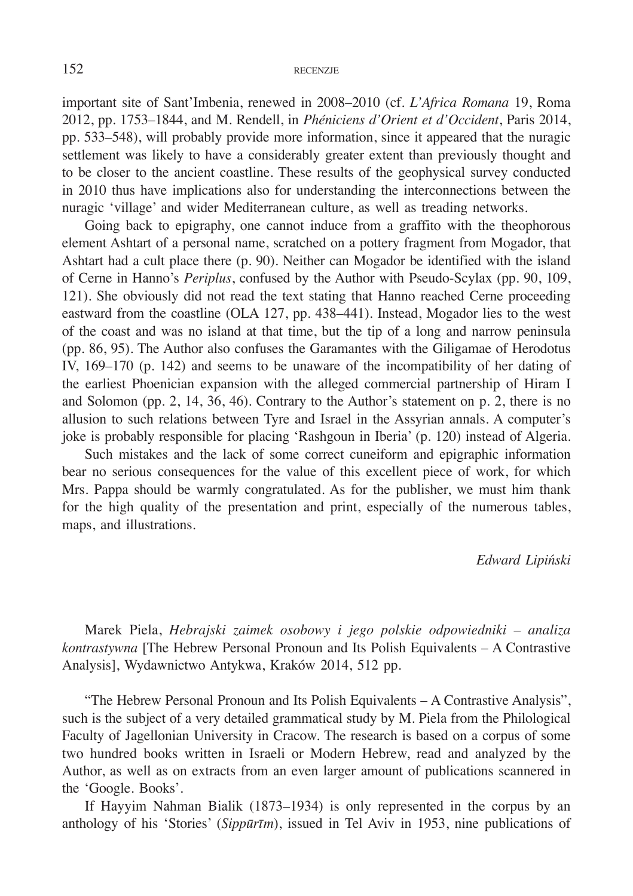important site of Sant'Imbenia, renewed in 2008–2010 (cf. *L'Africa Romana* 19, Roma 2012, pp. 1753–1844, and M. Rendell, in *Phéniciens d'Orient et d'Occident*, Paris 2014, pp. 533–548), will probably provide more information, since it appeared that the nuragic settlement was likely to have a considerably greater extent than previously thought and to be closer to the ancient coastline. These results of the geophysical survey conducted in 2010 thus have implications also for understanding the interconnections between the nuragic 'village' and wider Mediterranean culture, as well as treading networks.

Going back to epigraphy, one cannot induce from a graffito with the theophorous element Ashtart of a personal name, scratched on a pottery fragment from Mogador, that Ashtart had a cult place there (p. 90). Neither can Mogador be identified with the island of Cerne in Hanno's *Periplus*, confused by the Author with Pseudo-Scylax (pp. 90, 109, 121). She obviously did not read the text stating that Hanno reached Cerne proceeding eastward from the coastline (OLA 127, pp. 438–441). Instead, Mogador lies to the west of the coast and was no island at that time, but the tip of a long and narrow peninsula (pp. 86, 95). The Author also confuses the Garamantes with the Giligamae of Herodotus IV, 169–170 (p. 142) and seems to be unaware of the incompatibility of her dating of the earliest Phoenician expansion with the alleged commercial partnership of Hiram I and Solomon (pp. 2, 14, 36, 46). Contrary to the Author's statement on p. 2, there is no allusion to such relations between Tyre and Israel in the Assyrian annals. A computer's joke is probably responsible for placing 'Rashgoun in Iberia' (p. 120) instead of Algeria.

Such mistakes and the lack of some correct cuneiform and epigraphic information bear no serious consequences for the value of this excellent piece of work, for which Mrs. Pappa should be warmly congratulated. As for the publisher, we must him thank for the high quality of the presentation and print, especially of the numerous tables, maps, and illustrations.

*Edward Lipiński*

Marek Piela, *Hebrajski zaimek osobowy i jego polskie odpowiedniki – analiza kontrastywna* [The Hebrew Personal Pronoun and Its Polish Equivalents – A Contrastive Analysis], Wydawnictwo Antykwa, Kraków 2014, 512 pp.

"The Hebrew Personal Pronoun and Its Polish Equivalents – A Contrastive Analysis", such is the subject of a very detailed grammatical study by M. Piela from the Philological Faculty of Jagellonian University in Cracow. The research is based on a corpus of some two hundred books written in Israeli or Modern Hebrew, read and analyzed by the Author, as well as on extracts from an even larger amount of publications scannered in the 'Google. Books'.

If Hayyim Nahman Bialik (1873–1934) is only represented in the corpus by an anthology of his 'Stories' (*Sippūrīm*), issued in Tel Aviv in 1953, nine publications of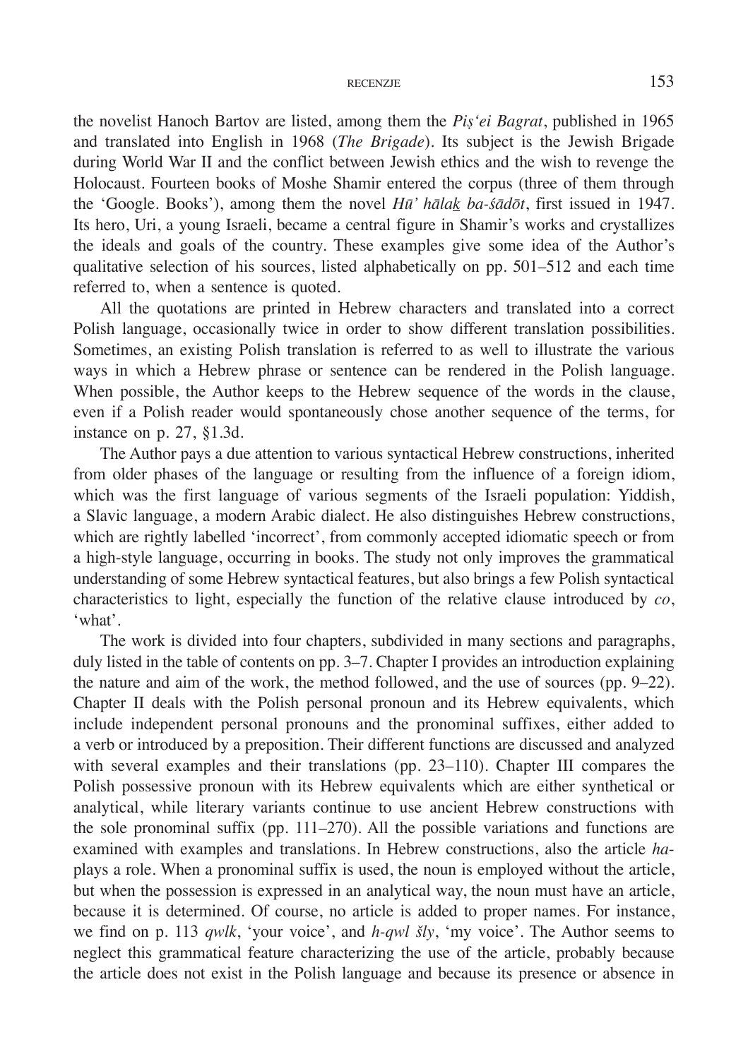the novelist Hanoch Bartov are listed, among them the *Piṣ'ei Bagrat*, published in 1965 and translated into English in 1968 (*The Brigade*). Its subject is the Jewish Brigade during World War II and the conflict between Jewish ethics and the wish to revenge the Holocaust. Fourteen books of Moshe Shamir entered the corpus (three of them through the 'Google. Books'), among them the novel *Hū' hālak̲ ba-śādōt*, first issued in 1947. Its hero, Uri, a young Israeli, became a central figure in Shamir's works and crystallizes the ideals and goals of the country. These examples give some idea of the Author's qualitative selection of his sources, listed alphabetically on pp. 501–512 and each time referred to, when a sentence is quoted.

All the quotations are printed in Hebrew characters and translated into a correct Polish language, occasionally twice in order to show different translation possibilities. Sometimes, an existing Polish translation is referred to as well to illustrate the various ways in which a Hebrew phrase or sentence can be rendered in the Polish language. When possible, the Author keeps to the Hebrew sequence of the words in the clause, even if a Polish reader would spontaneously chose another sequence of the terms, for instance on p. 27, §1.3d.

The Author pays a due attention to various syntactical Hebrew constructions, inherited from older phases of the language or resulting from the influence of a foreign idiom, which was the first language of various segments of the Israeli population: Yiddish, a Slavic language, a modern Arabic dialect. He also distinguishes Hebrew constructions, which are rightly labelled 'incorrect', from commonly accepted idiomatic speech or from a high-style language, occurring in books. The study not only improves the grammatical understanding of some Hebrew syntactical features, but also brings a few Polish syntactical characteristics to light, especially the function of the relative clause introduced by *co*, 'what'.

The work is divided into four chapters, subdivided in many sections and paragraphs, duly listed in the table of contents on pp. 3–7. Chapter I provides an introduction explaining the nature and aim of the work, the method followed, and the use of sources (pp. 9–22). Chapter II deals with the Polish personal pronoun and its Hebrew equivalents, which include independent personal pronouns and the pronominal suffixes, either added to a verb or introduced by a preposition. Their different functions are discussed and analyzed with several examples and their translations (pp. 23–110). Chapter III compares the Polish possessive pronoun with its Hebrew equivalents which are either synthetical or analytical, while literary variants continue to use ancient Hebrew constructions with the sole pronominal suffix (pp. 111–270). All the possible variations and functions are examined with examples and translations. In Hebrew constructions, also the article *ha-* plays a role. When a pronominal suffix is used, the noun is employed without the article, but when the possession is expressed in an analytical way, the noun must have an article, because it is determined. Of course, no article is added to proper names. For instance, we find on p. 113 *qwlk*, 'your voice', and *h-qwl šly*, 'my voice'. The Author seems to neglect this grammatical feature characterizing the use of the article, probably because the article does not exist in the Polish language and because its presence or absence in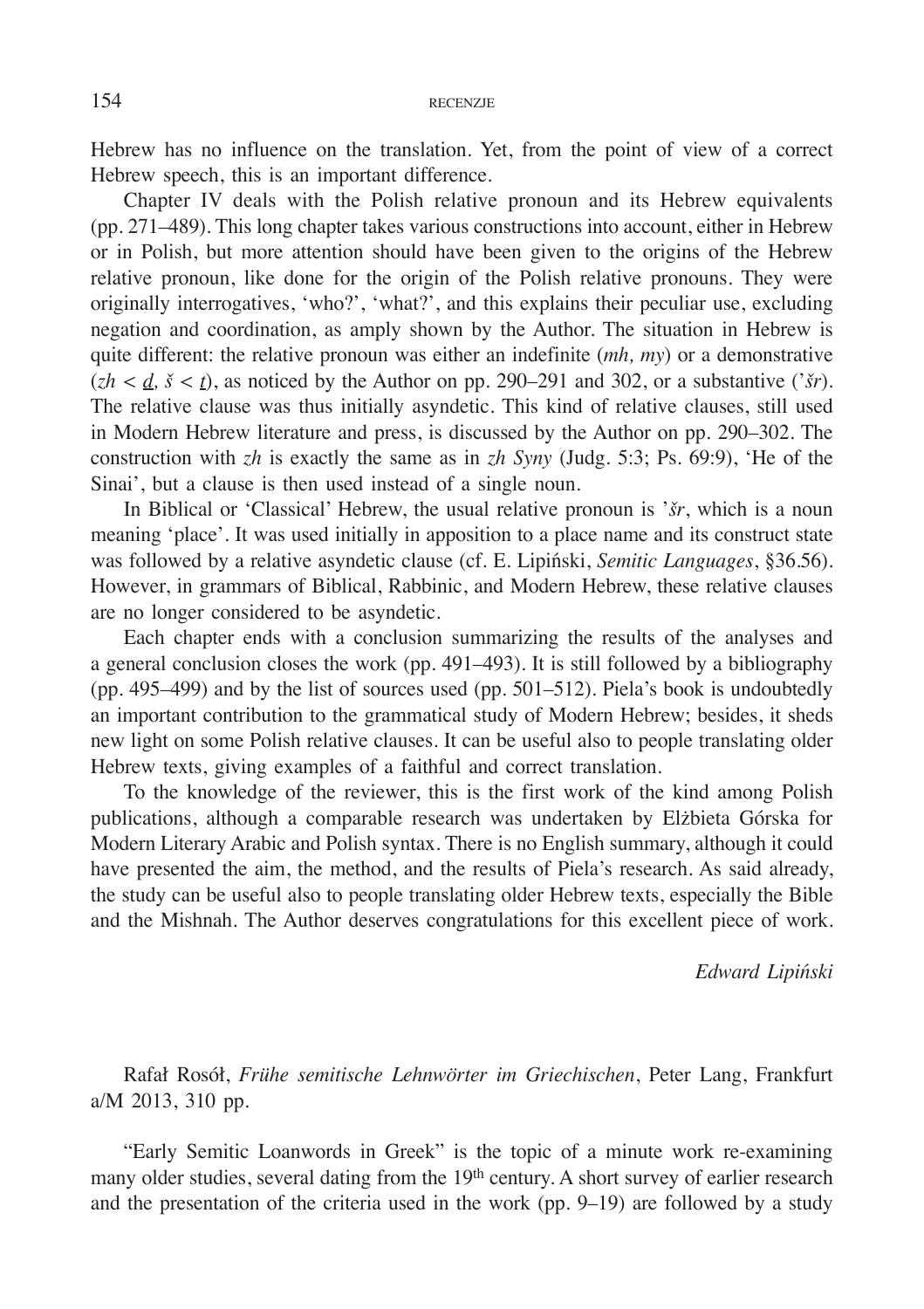Hebrew has no influence on the translation. Yet, from the point of view of a correct Hebrew speech, this is an important difference.

Chapter IV deals with the Polish relative pronoun and its Hebrew equivalents (pp. 271–489). This long chapter takes various constructions into account, either in Hebrew or in Polish, but more attention should have been given to the origins of the Hebrew relative pronoun, like done for the origin of the Polish relative pronouns. They were originally interrogatives, 'who?', 'what?', and this explains their peculiar use, excluding negation and coordination, as amply shown by the Author. The situation in Hebrew is quite different: the relative pronoun was either an indefinite (*mh, my*) or a demonstrative (*zh* < *ḏ*, *š* < *ṯ*), as noticed by the Author on pp. 290–291 and 302, or a substantive (*'šr*). The relative clause was thus initially asyndetic. This kind of relative clauses, still used in Modern Hebrew literature and press, is discussed by the Author on pp. 290–302. The construction with *zh* is exactly the same as in *zh Syny* (Judg. 5:3; Ps. 69:9), 'He of the Sinai', but a clause is then used instead of a single noun.

In Biblical or 'Classical' Hebrew, the usual relative pronoun is *'šr*, which is a noun meaning 'place'. It was used initially in apposition to a place name and its construct state was followed by a relative asyndetic clause (cf. E. Lipiński, *Semitic Languages*, §36.56). However, in grammars of Biblical, Rabbinic, and Modern Hebrew, these relative clauses are no longer considered to be asyndetic.

Each chapter ends with a conclusion summarizing the results of the analyses and a general conclusion closes the work (pp. 491–493). It is still followed by a bibliography (pp. 495–499) and by the list of sources used (pp. 501–512). Piela's book is undoubtedly an important contribution to the grammatical study of Modern Hebrew; besides, it sheds new light on some Polish relative clauses. It can be useful also to people translating older Hebrew texts, giving examples of a faithful and correct translation.

To the knowledge of the reviewer, this is the first work of the kind among Polish publications, although a comparable research was undertaken by Elżbieta Górska for Modern Literary Arabic and Polish syntax. There is no English summary, although it could have presented the aim, the method, and the results of Piela's research. As said already, the study can be useful also to people translating older Hebrew texts, especially the Bible and the Mishnah. The Author deserves congratulations for this excellent piece of work.

*Edward Lipiński*

Rafał Rosół, *Frühe semitische Lehnwörter im Griechischen*, Peter Lang, Frankfurt a/M 2013, 310 pp.

"Early Semitic Loanwords in Greek" is the topic of a minute work re-examining many older studies, several dating from the 19th century. A short survey of earlier research and the presentation of the criteria used in the work (pp. 9–19) are followed by a study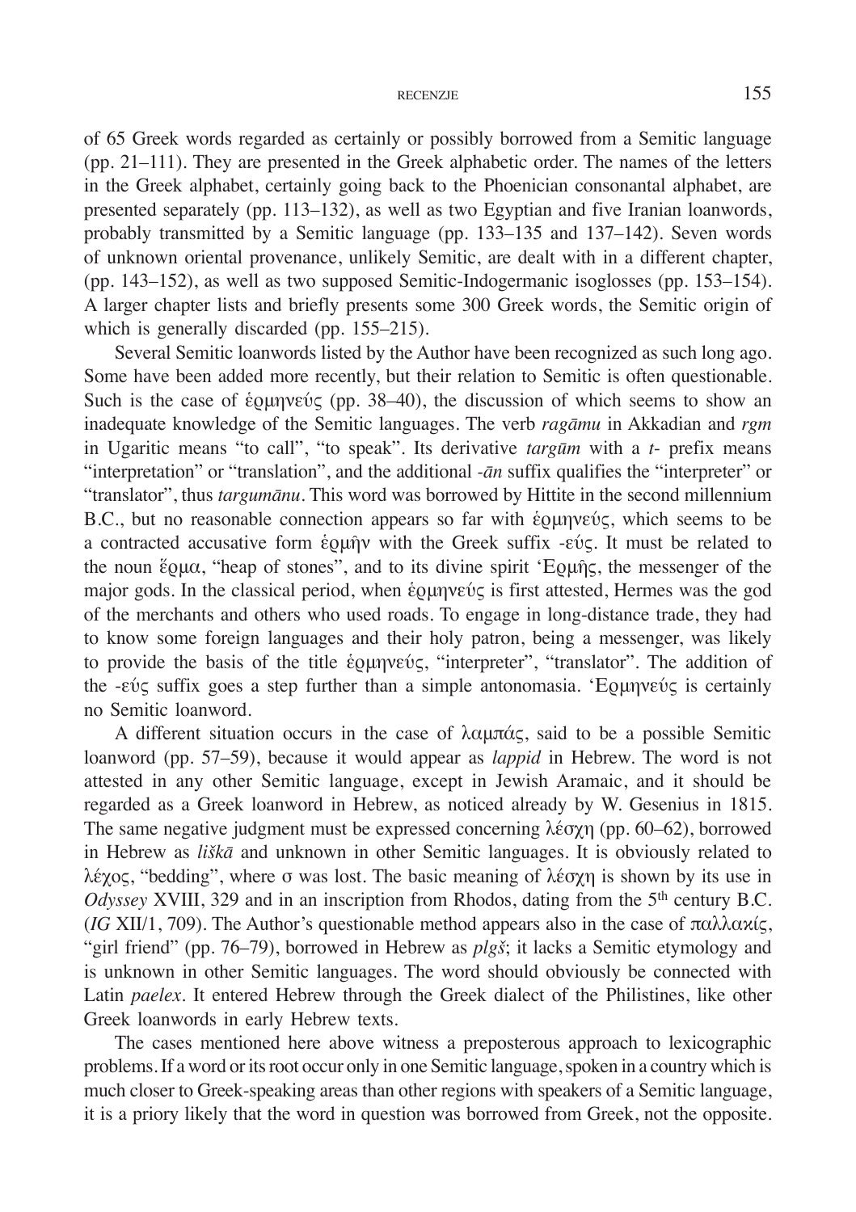of 65 Greek words regarded as certainly or possibly borrowed from a Semitic language (pp. 21–111). They are presented in the Greek alphabetic order. The names of the letters in the Greek alphabet, certainly going back to the Phoenician consonantal alphabet, are presented separately (pp. 113–132), as well as two Egyptian and five Iranian loanwords, probably transmitted by a Semitic language (pp. 133–135 and 137–142). Seven words of unknown oriental provenance, unlikely Semitic, are dealt with in a different chapter, (pp. 143–152), as well as two supposed Semitic-Indogermanic isoglosses (pp. 153–154). A larger chapter lists and briefly presents some 300 Greek words, the Semitic origin of which is generally discarded (pp. 155–215).

Several Semitic loanwords listed by the Author have been recognized as such long ago. Some have been added more recently, but their relation to Semitic is often questionable. Such is the case of ἑρμηνεύς (pp. 38–40), the discussion of which seems to show an inadequate knowledge of the Semitic languages. The verb *ragāmu* in Akkadian and *rgm* in Ugaritic means "to call", "to speak". Its derivative *targūm* with a *t-* prefix means "interpretation" or "translation", and the additional *-ān* suffix qualifies the "interpreter" or "translator", thus *targumānu*. This word was borrowed by Hittite in the second millennium B.C., but no reasonable connection appears so far with ἑρμηνεύς, which seems to be a contracted accusative form ἑρμῆν with the Greek suffix -εύς. It must be related to the noun ἕρμα, "heap of stones", and to its divine spirit 'Ερμῆς, the messenger of the major gods. In the classical period, when ἑρμηνεύς is first attested, Hermes was the god of the merchants and others who used roads. To engage in long-distance trade, they had to know some foreign languages and their holy patron, being a messenger, was likely to provide the basis of the title ἑρμηνεύς, "interpreter", "translator". The addition of the -εύς suffix goes a step further than a simple antonomasia. 'Ερμηνεύς is certainly no Semitic loanword.

A different situation occurs in the case of λαμπάς, said to be a possible Semitic loanword (pp. 57–59), because it would appear as *lappid* in Hebrew. The word is not attested in any other Semitic language, except in Jewish Aramaic, and it should be regarded as a Greek loanword in Hebrew, as noticed already by W. Gesenius in 1815. The same negative judgment must be expressed concerning λέσχη (pp. 60–62), borrowed in Hebrew as *liškā* and unknown in other Semitic languages. It is obviously related to λέχος, "bedding", where σ was lost. The basic meaning of λέσχη is shown by its use in *Odyssey* XVIII, 329 and in an inscription from Rhodos, dating from the 5th century B.C. (*IG* XII/1, 709). The Author's questionable method appears also in the case of παλλακίς, "girl friend" (pp. 76–79), borrowed in Hebrew as *plgš*; it lacks a Semitic etymology and is unknown in other Semitic languages. The word should obviously be connected with Latin *paelex*. It entered Hebrew through the Greek dialect of the Philistines, like other Greek loanwords in early Hebrew texts.

The cases mentioned here above witness a preposterous approach to lexicographic problems. If a word or its root occur only in one Semitic language, spoken in a country which is much closer to Greek-speaking areas than other regions with speakers of a Semitic language, it is a priory likely that the word in question was borrowed from Greek, not the opposite.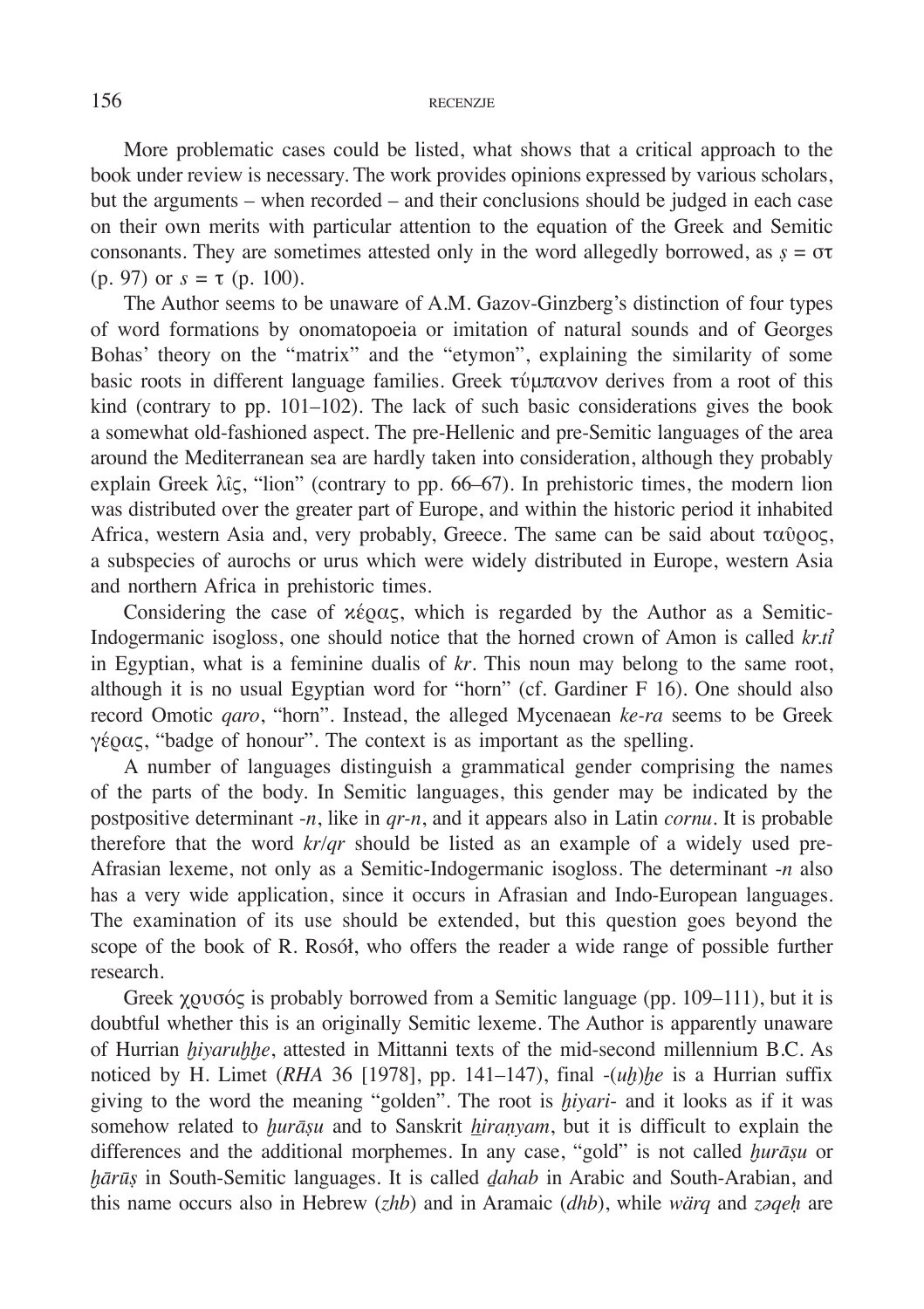More problematic cases could be listed, what shows that a critical approach to the book under review is necessary. The work provides opinions expressed by various scholars, but the arguments – when recorded – and their conclusions should be judged in each case on their own merits with particular attention to the equation of the Greek and Semitic consonants. They are sometimes attested only in the word allegedly borrowed, as *ṣ* = στ (p. 97) or *s* = τ (p. 100).

The Author seems to be unaware of A.M. Gazov-Ginzberg's distinction of four types of word formations by onomatopoeia or imitation of natural sounds and of Georges Bohas' theory on the "matrix" and the "etymon", explaining the similarity of some basic roots in different language families. Greek τύμπανον derives from a root of this kind (contrary to pp. 101–102). The lack of such basic considerations gives the book a somewhat old-fashioned aspect. The pre-Hellenic and pre-Semitic languages of the area around the Mediterranean sea are hardly taken into consideration, although they probably explain Greek λῖς, "lion" (contrary to pp. 66–67). In prehistoric times, the modern lion was distributed over the greater part of Europe, and within the historic period it inhabited Africa, western Asia and, very probably, Greece. The same can be said about ταῦρος, a subspecies of aurochs or urus which were widely distributed in Europe, western Asia and northern Africa in prehistoric times.

Considering the case of κέρας, which is regarded by the Author as a Semitic-Indogermanic isogloss, one should notice that the horned crown of Amon is called *kr.tỉ* in Egyptian, what is a feminine dualis of *kr*. This noun may belong to the same root, although it is no usual Egyptian word for "horn" (cf. Gardiner F 16). One should also record Omotic *qaro*, "horn". Instead, the alleged Mycenaean *ke-ra* seems to be Greek γέρας, "badge of honour". The context is as important as the spelling.

A number of languages distinguish a grammatical gender comprising the names of the parts of the body. In Semitic languages, this gender may be indicated by the postpositive determinant *-n*, like in *qr-n*, and it appears also in Latin *cornu*. It is probable therefore that the word *kr*/*qr* should be listed as an example of a widely used pre-Afrasian lexeme, not only as a Semitic-Indogermanic isogloss. The determinant *-n* also has a very wide application, since it occurs in Afrasian and Indo-European languages. The examination of its use should be extended, but this question goes beyond the scope of the book of R. Rosół, who offers the reader a wide range of possible further research.

Greek χρυσός is probably borrowed from a Semitic language (pp. 109–111), but it is doubtful whether this is an originally Semitic lexeme. The Author is apparently unaware of Hurrian *ḫiyaruḫḫe*, attested in Mittanni texts of the mid-second millennium B.C. As noticed by H. Limet (*RHA* 36 [1978], pp. 141–147), final *-(uḫ)ḫe* is a Hurrian suffix giving to the word the meaning "golden". The root is *ḫiyari-* and it looks as if it was somehow related to *ḫurāṣu* and to Sanskrit *hiraṇyam*, but it is difficult to explain the differences and the additional morphemes. In any case, "gold" is not called *ḫurāṣu* or *ḫārūṣ* in South-Semitic languages. It is called *ḏahab* in Arabic and South-Arabian, and this name occurs also in Hebrew (*zhb*) and in Aramaic (*dhb*), while *wärq* and *zəqeḥ* are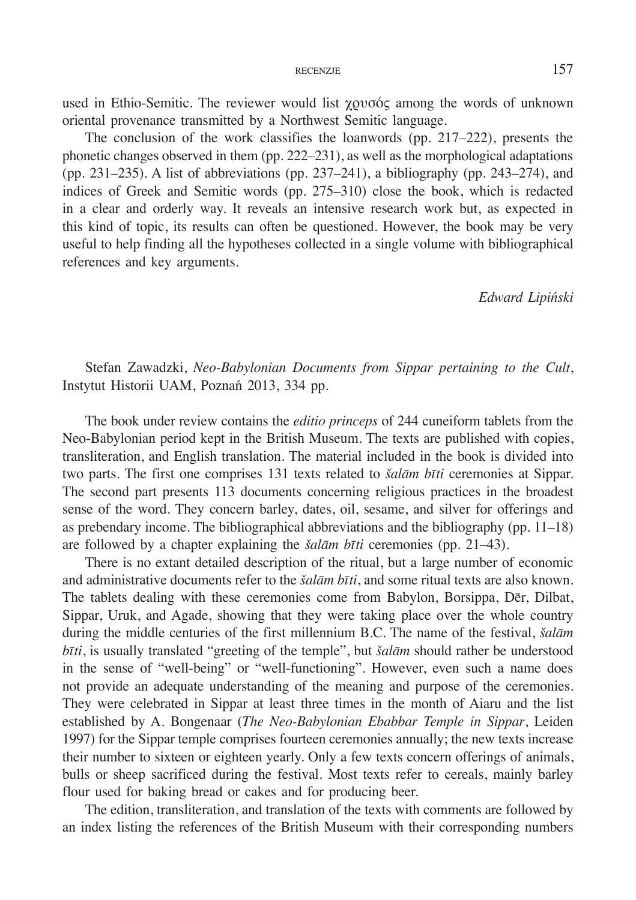used in Ethio-Semitic. The reviewer would list χρυσός among the words of unknown oriental provenance transmitted by a Northwest Semitic language.

The conclusion of the work classifies the loanwords (pp. 217–222), presents the phonetic changes observed in them (pp. 222–231), as well as the morphological adaptations (pp. 231–235). A list of abbreviations (pp. 237–241), a bibliography (pp. 243–274), and indices of Greek and Semitic words (pp. 275–310) close the book, which is redacted in a clear and orderly way. It reveals an intensive research work but, as expected in this kind of topic, its results can often be questioned. However, the book may be very useful to help finding all the hypotheses collected in a single volume with bibliographical references and key arguments.

*Edward Lipiński*

Stefan Zawadzki, *Neo-Babylonian Documents from Sippar pertaining to the Cult*, Instytut Historii UAM, Poznań 2013, 334 pp.

The book under review contains the *editio princeps* of 244 cuneiform tablets from the Neo-Babylonian period kept in the British Museum. The texts are published with copies, transliteration, and English translation. The material included in the book is divided into two parts. The first one comprises 131 texts related to *šalām bīti* ceremonies at Sippar. The second part presents 113 documents concerning religious practices in the broadest sense of the word. They concern barley, dates, oil, sesame, and silver for offerings and as prebendary income. The bibliographical abbreviations and the bibliography (pp. 11–18) are followed by a chapter explaining the *šalām bīti* ceremonies (pp. 21–43).

There is no extant detailed description of the ritual, but a large number of economic and administrative documents refer to the *šalām bīti*, and some ritual texts are also known. The tablets dealing with these ceremonies come from Babylon, Borsippa, Dēr, Dilbat, Sippar, Uruk, and Agade, showing that they were taking place over the whole country during the middle centuries of the first millennium B.C. The name of the festival, *šalām bīti*, is usually translated "greeting of the temple", but *šalām* should rather be understood in the sense of "well-being" or "well-functioning". However, even such a name does not provide an adequate understanding of the meaning and purpose of the ceremonies. They were celebrated in Sippar at least three times in the month of Aiaru and the list established by A. Bongenaar (*The Neo-Babylonian Ebabbar Temple in Sippar*, Leiden 1997) for the Sippar temple comprises fourteen ceremonies annually; the new texts increase their number to sixteen or eighteen yearly. Only a few texts concern offerings of animals, bulls or sheep sacrificed during the festival. Most texts refer to cereals, mainly barley flour used for baking bread or cakes and for producing beer.

The edition, transliteration, and translation of the texts with comments are followed by an index listing the references of the British Museum with their corresponding numbers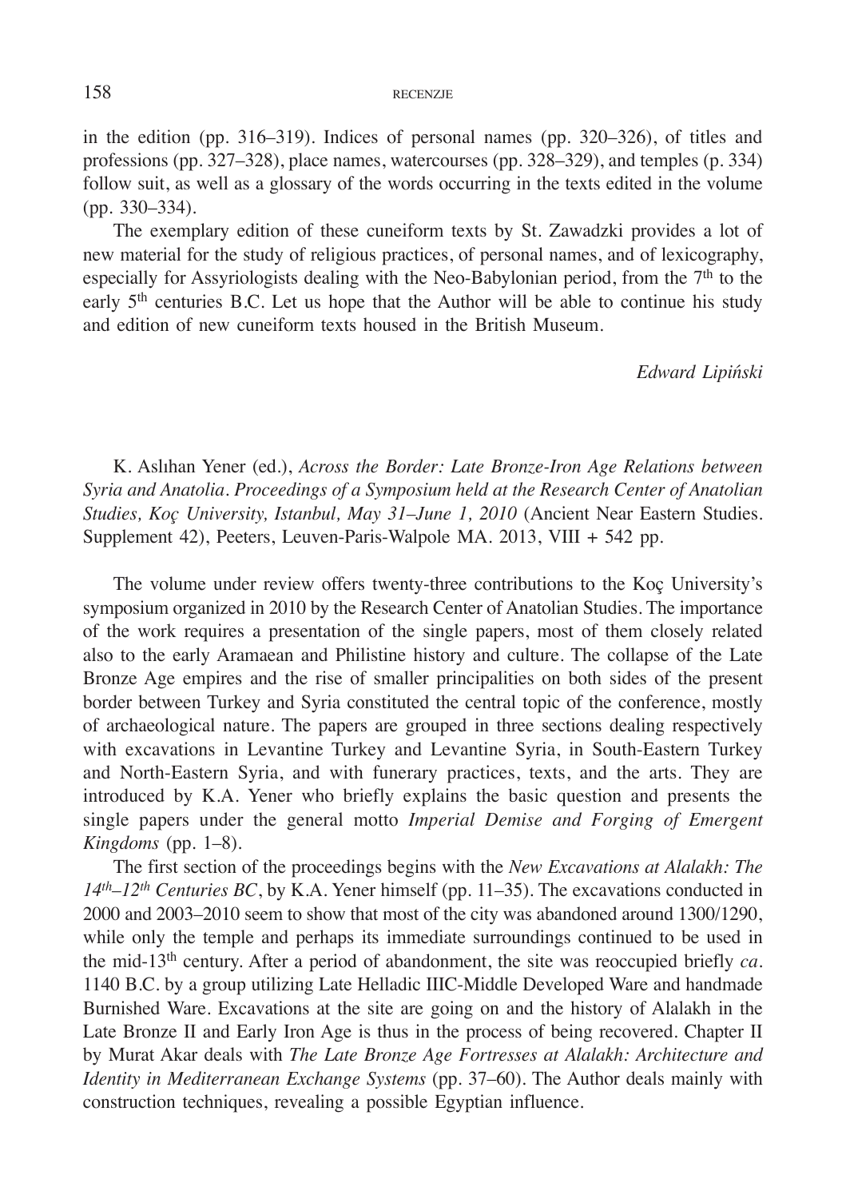in the edition (pp. 316–319). Indices of personal names (pp. 320–326), of titles and professions (pp. 327–328), place names, watercourses (pp. 328–329), and temples (p. 334) follow suit, as well as a glossary of the words occurring in the texts edited in the volume (pp. 330–334).

The exemplary edition of these cuneiform texts by St. Zawadzki provides a lot of new material for the study of religious practices, of personal names, and of lexicography, especially for Assyriologists dealing with the Neo-Babylonian period, from the 7th to the early 5th centuries B.C. Let us hope that the Author will be able to continue his study and edition of new cuneiform texts housed in the British Museum.

*Edward Lipiński*

K. Aslıhan Yener (ed.), *Across the Border: Late Bronze-Iron Age Relations between Syria and Anatolia. Proceedings of a Symposium held at the Research Center of Anatolian Studies, Koç University, Istanbul, May 31–June 1, 2010* (Ancient Near Eastern Studies. Supplement 42), Peeters, Leuven-Paris-Walpole MA. 2013, VIII + 542 pp.

The volume under review offers twenty-three contributions to the Koç University's symposium organized in 2010 by the Research Center of Anatolian Studies. The importance of the work requires a presentation of the single papers, most of them closely related also to the early Aramaean and Philistine history and culture. The collapse of the Late Bronze Age empires and the rise of smaller principalities on both sides of the present border between Turkey and Syria constituted the central topic of the conference, mostly of archaeological nature. The papers are grouped in three sections dealing respectively with excavations in Levantine Turkey and Levantine Syria, in South-Eastern Turkey and North-Eastern Syria, and with funerary practices, texts, and the arts. They are introduced by K.A. Yener who briefly explains the basic question and presents the single papers under the general motto *Imperial Demise and Forging of Emergent Kingdoms* (pp. 1–8).

The first section of the proceedings begins with the *New Excavations at Alalakh: The 14th–12th Centuries BC*, by K.A. Yener himself (pp. 11–35). The excavations conducted in 2000 and 2003–2010 seem to show that most of the city was abandoned around 1300/1290, while only the temple and perhaps its immediate surroundings continued to be used in the mid-13th century. After a period of abandonment, the site was reoccupied briefly *ca*. 1140 B.C. by a group utilizing Late Helladic IIIC-Middle Developed Ware and handmade Burnished Ware. Excavations at the site are going on and the history of Alalakh in the Late Bronze II and Early Iron Age is thus in the process of being recovered. Chapter II by Murat Akar deals with *The Late Bronze Age Fortresses at Alalakh: Architecture and Identity in Mediterranean Exchange Systems* (pp. 37–60). The Author deals mainly with construction techniques, revealing a possible Egyptian influence.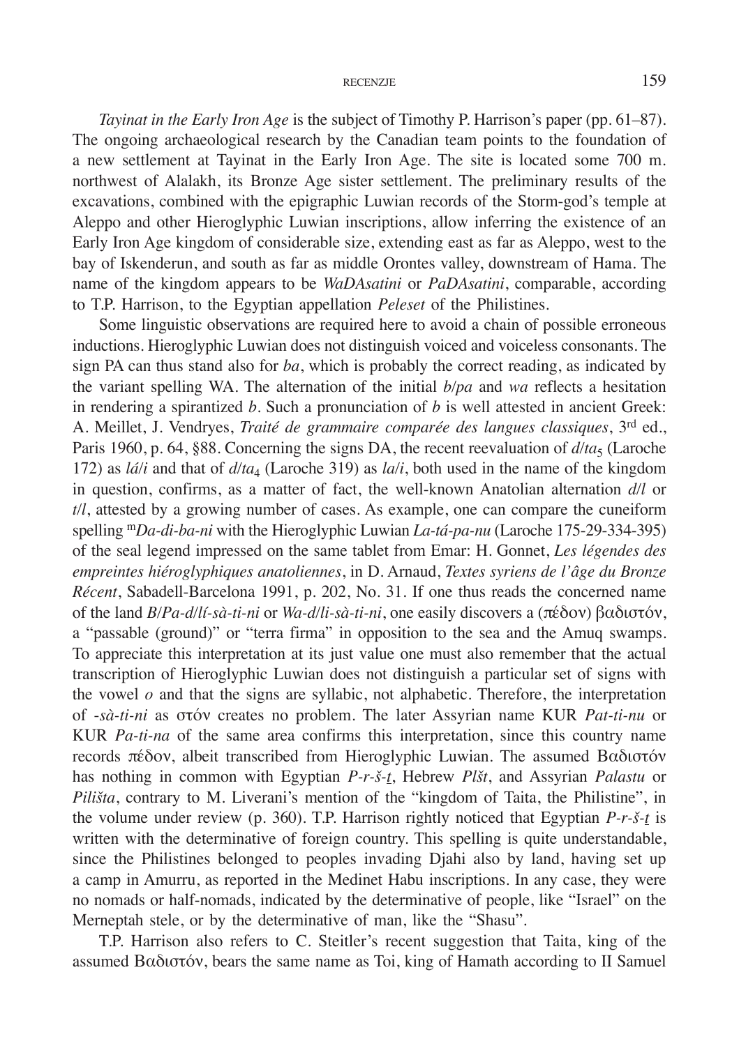*Tayinat in the Early Iron Age* is the subject of Timothy P. Harrison's paper (pp. 61–87). The ongoing archaeological research by the Canadian team points to the foundation of a new settlement at Tayinat in the Early Iron Age. The site is located some 700 m. northwest of Alalakh, its Bronze Age sister settlement. The preliminary results of the excavations, combined with the epigraphic Luwian records of the Storm-god's temple at Aleppo and other Hieroglyphic Luwian inscriptions, allow inferring the existence of an Early Iron Age kingdom of considerable size, extending east as far as Aleppo, west to the bay of Iskenderun, and south as far as middle Orontes valley, downstream of Hama. The name of the kingdom appears to be *WaDAsatini* or *PaDAsatini*, comparable, according to T.P. Harrison, to the Egyptian appellation *Peleset* of the Philistines.

Some linguistic observations are required here to avoid a chain of possible erroneous inductions. Hieroglyphic Luwian does not distinguish voiced and voiceless consonants. The sign PA can thus stand also for *ba*, which is probably the correct reading, as indicated by the variant spelling WA. The alternation of the initial *b*/*pa* and *wa* reflects a hesitation in rendering a spirantized *b*. Such a pronunciation of *b* is well attested in ancient Greek: A. Meillet, J. Vendryes, *Traité de grammaire comparée des langues classiques*, 3rd ed., Paris 1960, p. 64, §88. Concerning the signs DA, the recent reevaluation of $d/ta_5$ (Laroche 172) as *lá*/*i* and that of $d/ta_4$ (Laroche 319) as *la*/*i*, both used in the name of the kingdom in question, confirms, as a matter of fact, the well-known Anatolian alternation *d*/*l* or *t*/*l*, attested by a growing number of cases. As example, one can compare the cuneiform spelling $^{m}$*Da-di-ba-ni* with the Hieroglyphic Luwian *La-tá-pa-nu* (Laroche 175-29-334-395) of the seal legend impressed on the same tablet from Emar: H. Gonnet, *Les légendes des empreintes hiéroglyphiques anatoliennes*, in D. Arnaud, *Textes syriens de l'âge du Bronze Récent*, Sabadell-Barcelona 1991, p. 202, No. 31. If one thus reads the concerned name of the land *B*/*Pa-d*/*lí-sà-ti-ni* or *Wa-d*/*li-sà-ti-ni*, one easily discovers a (πέδον) βαδιστόν, a "passable (ground)" or "terra firma" in opposition to the sea and the Amuq swamps. To appreciate this interpretation at its just value one must also remember that the actual transcription of Hieroglyphic Luwian does not distinguish a particular set of signs with the vowel *o* and that the signs are syllabic, not alphabetic. Therefore, the interpretation of *-sà-ti-ni* as στόν creates no problem. The later Assyrian name KUR *Pat-ti-nu* or KUR *Pa-ti-na* of the same area confirms this interpretation, since this country name records πέδον, albeit transcribed from Hieroglyphic Luwian. The assumed Βαδιστόν has nothing in common with Egyptian *P-r-š-ṯ*, Hebrew *Plšt*, and Assyrian *Palastu* or *Pilišta*, contrary to M. Liverani's mention of the "kingdom of Taita, the Philistine", in the volume under review (p. 360). T.P. Harrison rightly noticed that Egyptian *P-r-š-ṯ* is written with the determinative of foreign country. This spelling is quite understandable, since the Philistines belonged to peoples invading Djahi also by land, having set up a camp in Amurru, as reported in the Medinet Habu inscriptions. In any case, they were no nomads or half-nomads, indicated by the determinative of people, like "Israel" on the Merneptah stele, or by the determinative of man, like the "Shasu".

T.P. Harrison also refers to C. Steitler's recent suggestion that Taita, king of the assumed Βαδιστόν, bears the same name as Toi, king of Hamath according to II Samuel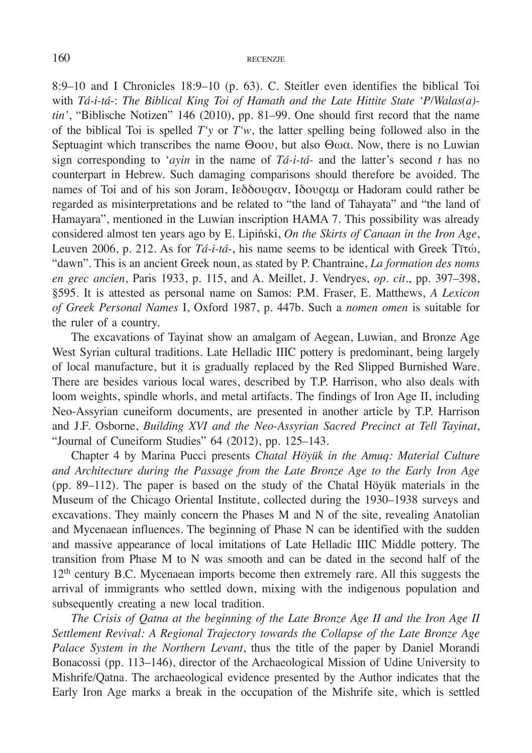8:9–10 and I Chronicles 18:9–10 (p. 63). C. Steitler even identifies the biblical Toi with *Tá-i-tá-*: *The Biblical King Toi of Hamath and the Late Hittite State 'P/Walas(a)-tin'*, "Biblische Notizen" 146 (2010), pp. 81–99. One should first record that the name of the biblical Toi is spelled *T'y* or *T'w*, the latter spelling being followed also in the Septuagint which transcribes the name Θοου, but also Θωα. Now, there is no Luwian sign corresponding to '*ayin* in the name of *Tá-i-tá-* and the latter's second *t* has no counterpart in Hebrew. Such damaging comparisons should therefore be avoided. The names of Toi and of his son Joram, Ιεδδουραν, Ιδουραμ or Hadoram could rather be regarded as misinterpretations and be related to "the land of Tahayata" and "the land of Hamayara", mentioned in the Luwian inscription HAMA 7. This possibility was already considered almost ten years ago by E. Lipiński, *On the Skirts of Canaan in the Iron Age*, Leuven 2006, p. 212. As for *Tá-i-tá-*, his name seems to be identical with Greek Τῑτώ, "dawn". This is an ancient Greek noun, as stated by P. Chantraine, *La formation des noms en grec ancien*, Paris 1933, p. 115, and A. Meillet, J. Vendryes, *op. cit*., pp. 397–398, §595. It is attested as personal name on Samos: P.M. Fraser, E. Matthews, *A Lexicon of Greek Personal Names* I, Oxford 1987, p. 447b. Such a *nomen omen* is suitable for the ruler of a country.

The excavations of Tayinat show an amalgam of Aegean, Luwian, and Bronze Age West Syrian cultural traditions. Late Helladic IIIC pottery is predominant, being largely of local manufacture, but it is gradually replaced by the Red Slipped Burnished Ware. There are besides various local wares, described by T.P. Harrison, who also deals with loom weights, spindle whorls, and metal artifacts. The findings of Iron Age II, including Neo-Assyrian cuneiform documents, are presented in another article by T.P. Harrison and J.F. Osborne, *Building XVI and the Neo-Assyrian Sacred Precinct at Tell Tayinat*, "Journal of Cuneiform Studies" 64 (2012), pp. 125–143.

Chapter 4 by Marina Pucci presents *Chatal Höyük in the Amuq: Material Culture and Architecture during the Passage from the Late Bronze Age to the Early Iron Age* (pp. 89–112). The paper is based on the study of the Chatal Höyük materials in the Museum of the Chicago Oriental Institute, collected during the 1930–1938 surveys and excavations. They mainly concern the Phases M and N of the site, revealing Anatolian and Mycenaean influences. The beginning of Phase N can be identified with the sudden and massive appearance of local imitations of Late Helladic IIIC Middle pottery. The transition from Phase M to N was smooth and can be dated in the second half of the 12th century B.C. Mycenaean imports become then extremely rare. All this suggests the arrival of immigrants who settled down, mixing with the indigenous population and subsequently creating a new local tradition.

*The Crisis of Qatna at the beginning of the Late Bronze Age II and the Iron Age II Settlement Revival: A Regional Trajectory towards the Collapse of the Late Bronze Age Palace System in the Northern Levant*, thus the title of the paper by Daniel Morandi Bonacossi (pp. 113–146), director of the Archaeological Mission of Udine University to Mishrife/Qatna. The archaeological evidence presented by the Author indicates that the Early Iron Age marks a break in the occupation of the Mishrife site, which is settled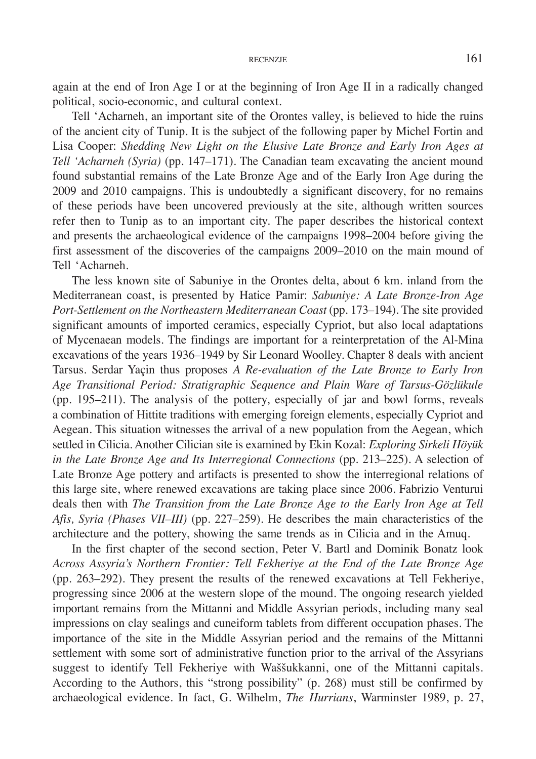again at the end of Iron Age I or at the beginning of Iron Age II in a radically changed political, socio-economic, and cultural context.

Tell ʻAcharneh, an important site of the Orontes valley, is believed to hide the ruins of the ancient city of Tunip. It is the subject of the following paper by Michel Fortin and Lisa Cooper: *Shedding New Light on the Elusive Late Bronze and Early Iron Ages at Tell ʻAcharneh (Syria)* (pp. 147–171). The Canadian team excavating the ancient mound found substantial remains of the Late Bronze Age and of the Early Iron Age during the 2009 and 2010 campaigns. This is undoubtedly a significant discovery, for no remains of these periods have been uncovered previously at the site, although written sources refer then to Tunip as to an important city. The paper describes the historical context and presents the archaeological evidence of the campaigns 1998–2004 before giving the first assessment of the discoveries of the campaigns 2009–2010 on the main mound of Tell ʻAcharneh.

The less known site of Sabuniye in the Orontes delta, about 6 km. inland from the Mediterranean coast, is presented by Hatice Pamir: *Sabuniye: A Late Bronze-Iron Age Port-Settlement on the Northeastern Mediterranean Coast* (pp. 173–194). The site provided significant amounts of imported ceramics, especially Cypriot, but also local adaptations of Mycenaean models. The findings are important for a reinterpretation of the Al-Mina excavations of the years 1936–1949 by Sir Leonard Woolley. Chapter 8 deals with ancient Tarsus. Serdar Yaçin thus proposes *A Re-evaluation of the Late Bronze to Early Iron Age Transitional Period: Stratigraphic Sequence and Plain Ware of Tarsus-Gözlükule* (pp. 195–211). The analysis of the pottery, especially of jar and bowl forms, reveals a combination of Hittite traditions with emerging foreign elements, especially Cypriot and Aegean. This situation witnesses the arrival of a new population from the Aegean, which settled in Cilicia. Another Cilician site is examined by Ekin Kozal: *Exploring Sirkeli Höyük in the Late Bronze Age and Its Interregional Connections* (pp. 213–225). A selection of Late Bronze Age pottery and artifacts is presented to show the interregional relations of this large site, where renewed excavations are taking place since 2006. Fabrizio Venturui deals then with *The Transition from the Late Bronze Age to the Early Iron Age at Tell Afis, Syria (Phases VII–III)* (pp. 227–259). He describes the main characteristics of the architecture and the pottery, showing the same trends as in Cilicia and in the Amuq.

In the first chapter of the second section, Peter V. Bartl and Dominik Bonatz look *Across Assyria's Northern Frontier: Tell Fekheriye at the End of the Late Bronze Age* (pp. 263–292). They present the results of the renewed excavations at Tell Fekheriye, progressing since 2006 at the western slope of the mound. The ongoing research yielded important remains from the Mittanni and Middle Assyrian periods, including many seal impressions on clay sealings and cuneiform tablets from different occupation phases. The importance of the site in the Middle Assyrian period and the remains of the Mittanni settlement with some sort of administrative function prior to the arrival of the Assyrians suggest to identify Tell Fekheriye with Waššukkanni, one of the Mittanni capitals. According to the Authors, this "strong possibility" (p. 268) must still be confirmed by archaeological evidence. In fact, G. Wilhelm, *The Hurrians*, Warminster 1989, p. 27,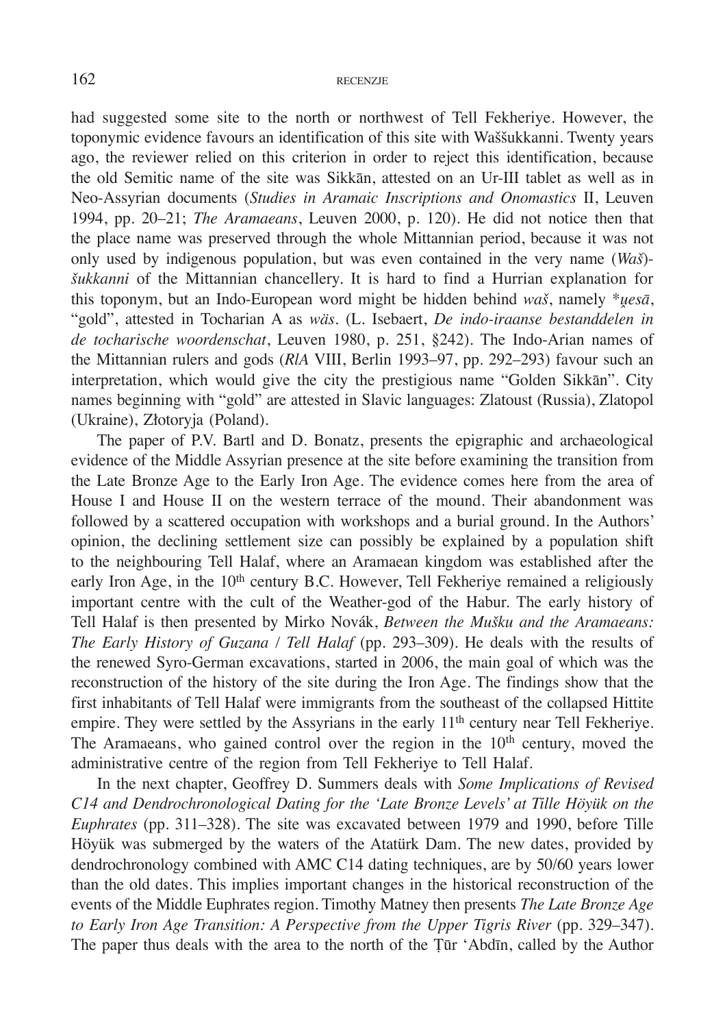had suggested some site to the north or northwest of Tell Fekheriye. However, the toponymic evidence favours an identification of this site with Waššukkanni. Twenty years ago, the reviewer relied on this criterion in order to reject this identification, because the old Semitic name of the site was Sikkān, attested on an Ur-III tablet as well as in Neo-Assyrian documents (*Studies in Aramaic Inscriptions and Onomastics* II, Leuven 1994, pp. 20–21; *The Aramaeans*, Leuven 2000, p. 120). He did not notice then that the place name was preserved through the whole Mittannian period, because it was not only used by indigenous population, but was even contained in the very name (*Waš*)-*šukkanni* of the Mittannian chancellery. It is hard to find a Hurrian explanation for this toponym, but an Indo-European word might be hidden behind *waš*, namely *\*u̯esā*, "gold", attested in Tocharian A as *wäs*. (L. Isebaert, *De indo-iraanse bestanddelen in de tocharische woordenschat*, Leuven 1980, p. 251, §242). The Indo-Arian names of the Mittannian rulers and gods (*RlA* VIII, Berlin 1993–97, pp. 292–293) favour such an interpretation, which would give the city the prestigious name "Golden Sikkān". City names beginning with "gold" are attested in Slavic languages: Zlatoust (Russia), Zlatopol (Ukraine), Złotoryja (Poland).

The paper of P.V. Bartl and D. Bonatz, presents the epigraphic and archaeological evidence of the Middle Assyrian presence at the site before examining the transition from the Late Bronze Age to the Early Iron Age. The evidence comes here from the area of House I and House II on the western terrace of the mound. Their abandonment was followed by a scattered occupation with workshops and a burial ground. In the Authors' opinion, the declining settlement size can possibly be explained by a population shift to the neighbouring Tell Halaf, where an Aramaean kingdom was established after the early Iron Age, in the 10th century B.C. However, Tell Fekheriye remained a religiously important centre with the cult of the Weather-god of the Habur. The early history of Tell Halaf is then presented by Mirko Novák, *Between the Mušku and the Aramaeans: The Early History of Guzana / Tell Halaf* (pp. 293–309). He deals with the results of the renewed Syro-German excavations, started in 2006, the main goal of which was the reconstruction of the history of the site during the Iron Age. The findings show that the first inhabitants of Tell Halaf were immigrants from the southeast of the collapsed Hittite empire. They were settled by the Assyrians in the early 11th century near Tell Fekheriye. The Aramaeans, who gained control over the region in the 10th century, moved the administrative centre of the region from Tell Fekheriye to Tell Halaf.

In the next chapter, Geoffrey D. Summers deals with *Some Implications of Revised C14 and Dendrochronological Dating for the 'Late Bronze Levels' at Tille Höyük on the Euphrates* (pp. 311–328). The site was excavated between 1979 and 1990, before Tille Höyük was submerged by the waters of the Atatürk Dam. The new dates, provided by dendrochronology combined with AMC C14 dating techniques, are by 50/60 years lower than the old dates. This implies important changes in the historical reconstruction of the events of the Middle Euphrates region. Timothy Matney then presents *The Late Bronze Age to Early Iron Age Transition: A Perspective from the Upper Tigris River* (pp. 329–347). The paper thus deals with the area to the north of the Ṭūr 'Abdīn, called by the Author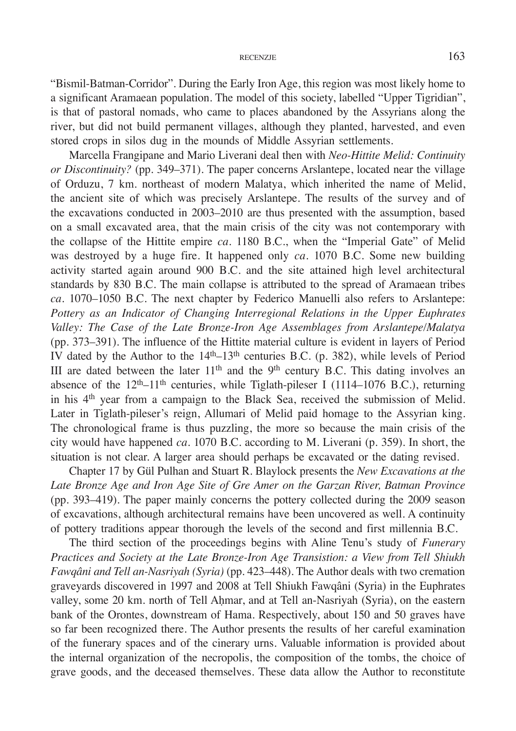"Bismil-Batman-Corridor". During the Early Iron Age, this region was most likely home to a significant Aramaean population. The model of this society, labelled "Upper Tigridian", is that of pastoral nomads, who came to places abandoned by the Assyrians along the river, but did not build permanent villages, although they planted, harvested, and even stored crops in silos dug in the mounds of Middle Assyrian settlements.

Marcella Frangipane and Mario Liverani deal then with *Neo-Hittite Melid: Continuity or Discontinuity?* (pp. 349–371). The paper concerns Arslantepe, located near the village of Orduzu, 7 km. northeast of modern Malatya, which inherited the name of Melid, the ancient site of which was precisely Arslantepe. The results of the survey and of the excavations conducted in 2003–2010 are thus presented with the assumption, based on a small excavated area, that the main crisis of the city was not contemporary with the collapse of the Hittite empire *ca*. 1180 B.C., when the "Imperial Gate" of Melid was destroyed by a huge fire. It happened only *ca*. 1070 B.C. Some new building activity started again around 900 B.C. and the site attained high level architectural standards by 830 B.C. The main collapse is attributed to the spread of Aramaean tribes *ca*. 1070–1050 B.C. The next chapter by Federico Manuelli also refers to Arslantepe: *Pottery as an Indicator of Changing Interregional Relations in the Upper Euphrates Valley: The Case of the Late Bronze-Iron Age Assemblages from Arslantepe/Malatya* (pp. 373–391). The influence of the Hittite material culture is evident in layers of Period IV dated by the Author to the 14th–13th centuries B.C. (p. 382), while levels of Period III are dated between the later 11th and the 9th century B.C. This dating involves an absence of the 12th–11th centuries, while Tiglath-pileser I (1114–1076 B.C.), returning in his 4th year from a campaign to the Black Sea, received the submission of Melid. Later in Tiglath-pileser's reign, Allumari of Melid paid homage to the Assyrian king. The chronological frame is thus puzzling, the more so because the main crisis of the city would have happened *ca*. 1070 B.C. according to M. Liverani (p. 359). In short, the situation is not clear. A larger area should perhaps be excavated or the dating revised.

Chapter 17 by Gül Pulhan and Stuart R. Blaylock presents the *New Excavations at the Late Bronze Age and Iron Age Site of Gre Amer on the Garzan River, Batman Province* (pp. 393–419). The paper mainly concerns the pottery collected during the 2009 season of excavations, although architectural remains have been uncovered as well. A continuity of pottery traditions appear thorough the levels of the second and first millennia B.C.

The third section of the proceedings begins with Aline Tenu's study of *Funerary Practices and Society at the Late Bronze-Iron Age Transistion: a View from Tell Shiukh Fawqâni and Tell an-Nasriyah (Syria)* (pp. 423–448). The Author deals with two cremation graveyards discovered in 1997 and 2008 at Tell Shiukh Fawqâni (Syria) in the Euphrates valley, some 20 km. north of Tell Aḥmar, and at Tell an-Nasriyah (Syria), on the eastern bank of the Orontes, downstream of Hama. Respectively, about 150 and 50 graves have so far been recognized there. The Author presents the results of her careful examination of the funerary spaces and of the cinerary urns. Valuable information is provided about the internal organization of the necropolis, the composition of the tombs, the choice of grave goods, and the deceased themselves. These data allow the Author to reconstitute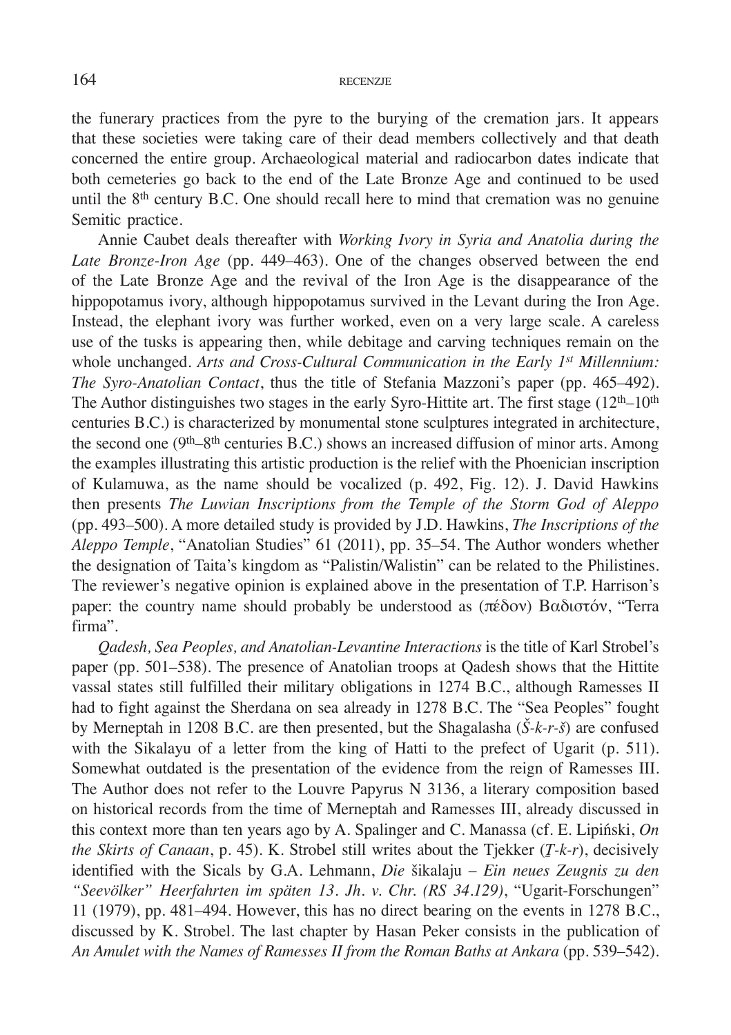the funerary practices from the pyre to the burying of the cremation jars. It appears that these societies were taking care of their dead members collectively and that death concerned the entire group. Archaeological material and radiocarbon dates indicate that both cemeteries go back to the end of the Late Bronze Age and continued to be used until the 8th century B.C. One should recall here to mind that cremation was no genuine Semitic practice.

Annie Caubet deals thereafter with *Working Ivory in Syria and Anatolia during the Late Bronze-Iron Age* (pp. 449–463). One of the changes observed between the end of the Late Bronze Age and the revival of the Iron Age is the disappearance of the hippopotamus ivory, although hippopotamus survived in the Levant during the Iron Age. Instead, the elephant ivory was further worked, even on a very large scale. A careless use of the tusks is appearing then, while debitage and carving techniques remain on the whole unchanged. *Arts and Cross-Cultural Communication in the Early 1st Millennium: The Syro-Anatolian Contact*, thus the title of Stefania Mazzoni's paper (pp. 465–492). The Author distinguishes two stages in the early Syro-Hittite art. The first stage (12th–10th centuries B.C.) is characterized by monumental stone sculptures integrated in architecture, the second one (9th–8th centuries B.C.) shows an increased diffusion of minor arts. Among the examples illustrating this artistic production is the relief with the Phoenician inscription of Kulamuwa, as the name should be vocalized (p. 492, Fig. 12). J. David Hawkins then presents *The Luwian Inscriptions from the Temple of the Storm God of Aleppo* (pp. 493–500). A more detailed study is provided by J.D. Hawkins, *The Inscriptions of the Aleppo Temple*, "Anatolian Studies" 61 (2011), pp. 35–54. The Author wonders whether the designation of Taita's kingdom as "Palistin/Walistin" can be related to the Philistines. The reviewer's negative opinion is explained above in the presentation of T.P. Harrison's paper: the country name should probably be understood as (πέδον) Βαδιστόν, "Terra firma".

*Qadesh, Sea Peoples, and Anatolian-Levantine Interactions* is the title of Karl Strobel's paper (pp. 501–538). The presence of Anatolian troops at Qadesh shows that the Hittite vassal states still fulfilled their military obligations in 1274 B.C., although Ramesses II had to fight against the Sherdana on sea already in 1278 B.C. The "Sea Peoples" fought by Merneptah in 1208 B.C. are then presented, but the Shagalasha (*Š-k-r-š*) are confused with the Sikalayu of a letter from the king of Hatti to the prefect of Ugarit (p. 511). Somewhat outdated is the presentation of the evidence from the reign of Ramesses III. The Author does not refer to the Louvre Papyrus N 3136, a literary composition based on historical records from the time of Merneptah and Ramesses III, already discussed in this context more than ten years ago by A. Spalinger and C. Manassa (cf. E. Lipiński, *On the Skirts of Canaan*, p. 45). K. Strobel still writes about the Tjekker (*Ṯ-k-r*), decisively identified with the Sicals by G.A. Lehmann, *Die* šikalaju *– Ein neues Zeugnis zu den "Seevölker" Heerfahrten im späten 13. Jh. v. Chr. (RS 34.129)*, "Ugarit-Forschungen" 11 (1979), pp. 481–494. However, this has no direct bearing on the events in 1278 B.C., discussed by K. Strobel. The last chapter by Hasan Peker consists in the publication of *An Amulet with the Names of Ramesses II from the Roman Baths at Ankara* (pp. 539–542).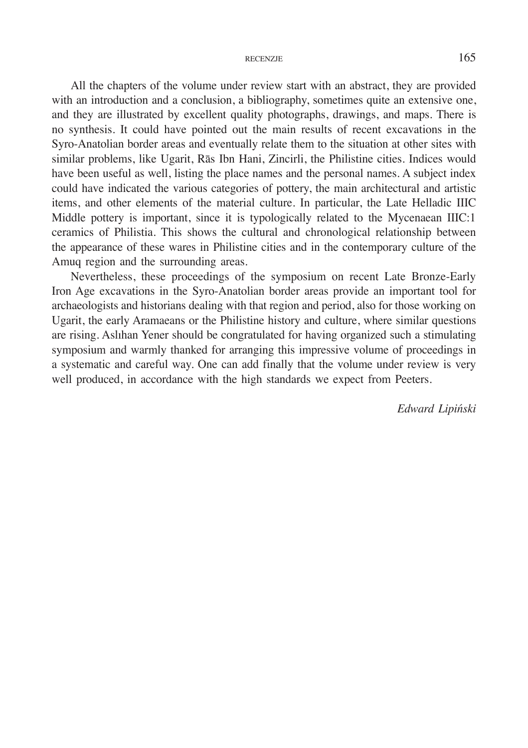All the chapters of the volume under review start with an abstract, they are provided with an introduction and a conclusion, a bibliography, sometimes quite an extensive one, and they are illustrated by excellent quality photographs, drawings, and maps. There is no synthesis. It could have pointed out the main results of recent excavations in the Syro-Anatolian border areas and eventually relate them to the situation at other sites with similar problems, like Ugarit, Rās Ibn Hani, Zincirli, the Philistine cities. Indices would have been useful as well, listing the place names and the personal names. A subject index could have indicated the various categories of pottery, the main architectural and artistic items, and other elements of the material culture. In particular, the Late Helladic IIIC Middle pottery is important, since it is typologically related to the Mycenaean IIIC:1 ceramics of Philistia. This shows the cultural and chronological relationship between the appearance of these wares in Philistine cities and in the contemporary culture of the Amuq region and the surrounding areas.

Nevertheless, these proceedings of the symposium on recent Late Bronze-Early Iron Age excavations in the Syro-Anatolian border areas provide an important tool for archaeologists and historians dealing with that region and period, also for those working on Ugarit, the early Aramaeans or the Philistine history and culture, where similar questions are rising. Aslıhan Yener should be congratulated for having organized such a stimulating symposium and warmly thanked for arranging this impressive volume of proceedings in a systematic and careful way. One can add finally that the volume under review is very well produced, in accordance with the high standards we expect from Peeters.

*Edward Lipiński*